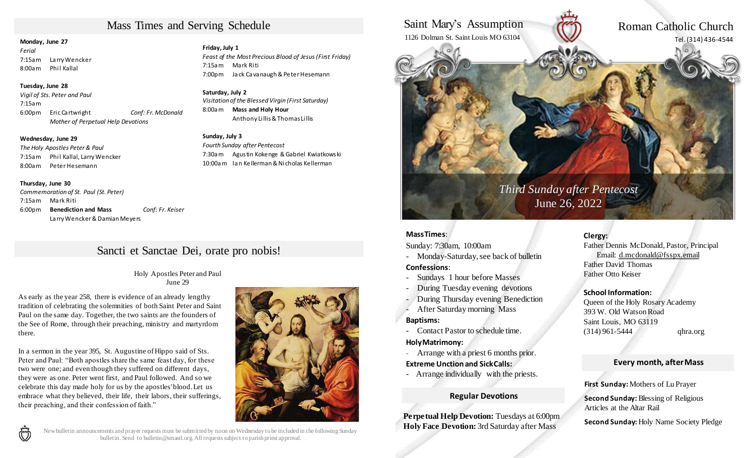## Mass Times and Serving Schedule

**Monday, June 27**
*Ferial*
7:15am Larry Wencker
8:00am Phil Kallal

**Tuesday, June 28**
*Vigil of Sts. Peter and Paul*
7:15am
6:00pm Eric Cartwright *Conf: Fr. McDonald*
*Mother of Perpetual Help Devotions*

**Wednesday, June 29**
*The Holy Apostles Peter & Paul*
7:15am Phil Kallal, Larry Wencker
8:00am Peter Hesemann

**Thursday, June 30**
*Commemoration of St. Paul (St. Peter)*
7:15am Mark Riti
6:00pm **Benediction and Mass** *Conf: Fr. Keiser*
Larry Wencker & Damian Meyers

**Friday, July 1**
*Feast of the Most Precious Blood of Jesus (First Friday)*
7:15am Mark Riti
7:00pm Jack Cavanaugh & Peter Hesemann

**Saturday, July 2**
*Visitation of the Blessed Virgin (First Saturday)*
8:00am **Mass and Holy Hour**
Anthony Lillis & Thomas Lillis

**Sunday, July 3**
*Fourth Sunday after Pentecost*
7:30am Agustin Kokenge & Gabriel Kwiatkowski
10:00am Ian Kellerman & Nicholas Kellerman

## Sancti et Sanctae Dei, orate pro nobis!

Holy Apostles Peter and Paul
June 29

As early as the year 258, there is evidence of an already lengthy tradition of celebrating the solemnities of both Saint Peter and Saint Paul on the same day. Together, the two saints are the founders of the See of Rome, through their preaching, ministry and martyrdom there.

In a sermon in the year 395, St. Augustine of Hippo said of Sts. Peter and Paul: "Both apostles share the same feast day, for these two were one; and even though they suffered on different days, they were as one. Peter went first, and Paul followed. And so we celebrate this day made holy for us by the apostles' blood. Let us embrace what they believed, their life, their labors, their sufferings, their preaching, and their confession of faith."

New bulletin announcements and prayer requests must be submitted by noon on Wednesday to be included in the following Sunday bulletin. Send to bulletin@smastl.org. All requests subject to parish priest approval.

# Saint Mary's Assumption Roman Catholic Church

1126 Dolman St. Saint Louis MO 63104
Tel. (314) 436-4544

*Third Sunday after Pentecost*
June 26, 2022

**Mass Times**:
Sunday: 7:30am, 10:00am
- Monday-Saturday, see back of bulletin

**Confessions**:
- Sundays 1 hour before Masses
- During Tuesday evening devotions
- During Thursday evening Benediction
- After Saturday morning Mass

**Baptisms:**
- Contact Pastor to schedule time.

**Holy Matrimony:**
- Arrange with a priest 6 months prior.

**Extreme Unction and Sick Calls:**
- Arrange individually with the priests.

### Regular Devotions

**Perpetual Help Devotion:** Tuesdays at 6:00pm
**Holy Face Devotion:** 3rd Saturday after Mass

**Clergy:**
Father Dennis McDonald, Pastor, Principal
Email: d.mcdonald@fsspx.email
Father David Thomas
Father Otto Keiser

**School Information:**
Queen of the Holy Rosary Academy
393 W. Old Watson Road
Saint Louis, MO 63119
(314) 961-5444 qhra.org

### Every month, after Mass

**First Sunday:** Mothers of Lu Prayer

**Second Sunday:** Blessing of Religious Articles at the Altar Rail

**Second Sunday:** Holy Name Society Pledge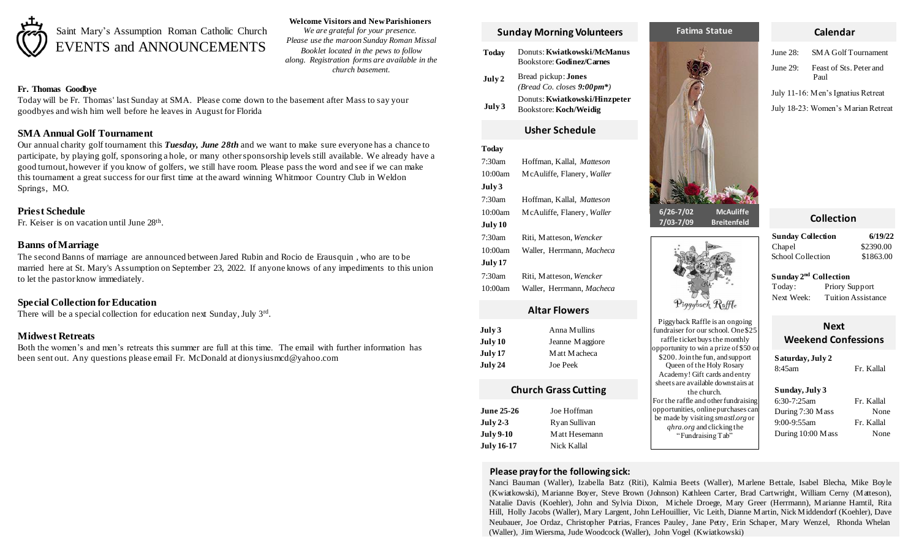Saint Mary's Assumption Roman Catholic Church
# EVENTS and ANNOUNCEMENTS

**Welcome Visitors and New Parishioners**

*We are grateful for your presence. Please use the maroon Sunday Roman Missal Booklet located in the pews to follow along. Registration forms are available in the church basement.*

### Fr. Thomas Goodbye

Today will be Fr. Thomas' last Sunday at SMA. Please come down to the basement after Mass to say your goodbyes and wish him well before he leaves in August for Florida

### SMA Annual Golf Tournament

Our annual charity golf tournament this ***Tuesday, June 28th*** and we want to make sure everyone has a chance to participate, by playing golf, sponsoring a hole, or many other sponsorship levels still available. We already have a good turnout, however if you know of golfers, we still have room. Please pass the word and see if we can make this tournament a great success for our first time at the award winning Whitmoor Country Club in Weldon Springs, MO.

### Priest Schedule

Fr. Keiser is on vacation until June 28th.

### Banns of Marriage

The second Banns of marriage are announced between Jared Rubin and Rocio de Erausquin , who are to be married here at St. Mary's Assumption on September 23, 2022. If anyone knows of any impediments to this union to let the pastor know immediately.

### Special Collection for Education

There will be a special collection for education next Sunday, July 3rd.

### Midwest Retreats

Both the women's and men's retreats this summer are full at this time. The email with further information has been sent out. Any questions please email Fr. McDonald at dionysiusmcd@yahoo.com

## Sunday Morning Volunteers

| | |
|---|---|
| **Today** | Donuts: **Kwiatkowski/McManus**<br>Bookstore: **Godinez/Carnes** |
| **July 2** | Bread pickup: **Jones**<br>*(Bread Co. closes **9:00pm***)* |
| **July 3** | Donuts: **Kwiatkowski/Hinzpeter**<br>Bookstore: **Koch/Weidig** |

## Usher Schedule

| | |
|---|---|
| **Today** | |
| 7:30am | Hoffman, Kallal, *Matteson* |
| 10:00am | McAuliffe, Flanery, *Waller* |
| **July 3** | |
| 7:30am | Hoffman, Kallal, *Matteson* |
| 10:00am | McAuliffe, Flanery, *Waller* |
| **July 10** | |
| 7:30am | Riti, Matteson, *Wencker* |
| 10:00am | Waller, Herrmann, *Macheca* |
| **July 17** | |
| 7:30am | Riti, Matteson, *Wencker* |
| 10:00am | Waller, Herrmann, *Macheca* |

## Altar Flowers

| | |
|---|---|
| **July 3** | Anna Mullins |
| **July 10** | Jeanne Maggiore |
| **July 17** | Matt Macheca |
| **July 24** | Joe Peek |

## Church Grass Cutting

| | |
|---|---|
| **June 25-26** | Joe Hoffman |
| **July 2-3** | Ryan Sullivan |
| **July 9-10** | Matt Hesemann |
| **July 16-17** | Nick Kallal |

## Fatima Statue

| | |
|---|---|
| 6/26-7/02 | McAuliffe |
| 7/03-7/09 | Breitenfeld |

Piggyback Raffle

Piggyback Raffle is an ongoing fundraiser for our school. One $25 raffle ticket buys the monthly opportunity to win a prize of $50 or $200. Join the fun, and support Queen of the Holy Rosary Academy! Gift cards and entry sheets are available downstairs at the church.
For the raffle and other fundraising opportunities, online purchases can be made by visiting *smastl.org* or *qhra.org* and clicking the "Fundraising Tab"

## Calendar

| | |
|---|---|
| June 28: | SMA Golf Tournament |
| June 29: | Feast of Sts. Peter and Paul |

July 11-16: Men's Ignatius Retreat

July 18-23: Women's Marian Retreat

## Collection

| **Sunday Collection** | **6/19/22** |
|---|---|
| Chapel | $2390.00 |
| School Collection | $1863.00 |

**Sunday 2nd Collection**

| | |
|---|---|
| Today: | Priory Support |
| Next Week: | Tuition Assistance |

## Next Weekend Confessions

| | |
|---|---|
| **Saturday, July 2** | |
| 8:45am | Fr. Kallal |
| **Sunday, July 3** | |
| 6:30-7:25am | Fr. Kallal |
| During 7:30 Mass | None |
| 9:00-9:55am | Fr. Kallal |
| During 10:00 Mass | None |

### Please pray for the following sick:

Nanci Bauman (Waller), Izabella Batz (Riti), Kalmia Beets (Waller), Marlene Bettale, Isabel Blecha, Mike Boyle (Kwiatkowski), Marianne Boyer, Steve Brown (Johnson) Kathleen Carter, Brad Cartwright, William Cerny (Matteson), Natalie Davis (Koehler), John and Sylvia Dixon, Michele Droege, Mary Greer (Herrmann), Marianne Hamtil, Rita Hill, Holly Jacobs (Waller), Mary Largent, John LeHouillier, Vic Leith, Dianne Martin, Nick Middendorf (Koehler), Dave Neubauer, Joe Ordaz, Christopher Patrias, Frances Pauley, Jane Petry, Erin Schaper, Mary Wenzel, Rhonda Whelan (Waller), Jim Wiersma, Jude Woodcock (Waller), John Vogel (Kwiatkowski)